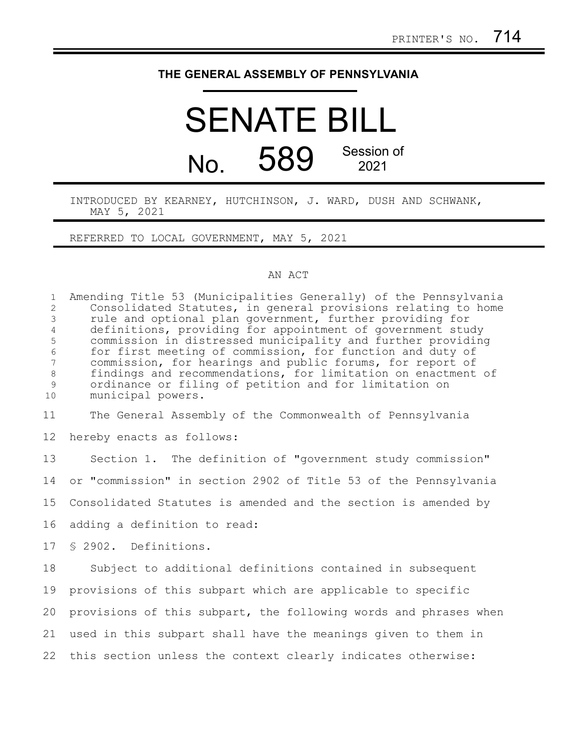PRINTER'S NO. 714

# THE GENERAL ASSEMBLY OF PENNSYLVANIA

# SENATE BILL

## No. 589 Session of 2021

INTRODUCED BY KEARNEY, HUTCHINSON, J. WARD, DUSH AND SCHWANK, MAY 5, 2021

REFERRED TO LOCAL GOVERNMENT, MAY 5, 2021

AN ACT

Amending Title 53 (Municipalities Generally) of the Pennsylvania Consolidated Statutes, in general provisions relating to home rule and optional plan government, further providing for definitions, providing for appointment of government study commission in distressed municipality and further providing for first meeting of commission, for function and duty of commission, for hearings and public forums, for report of findings and recommendations, for limitation on enactment of ordinance or filing of petition and for limitation on municipal powers.

The General Assembly of the Commonwealth of Pennsylvania hereby enacts as follows:

Section 1. The definition of "government study commission" or "commission" in section 2902 of Title 53 of the Pennsylvania Consolidated Statutes is amended and the section is amended by adding a definition to read:

§ 2902. Definitions.

Subject to additional definitions contained in subsequent provisions of this subpart which are applicable to specific provisions of this subpart, the following words and phrases when used in this subpart shall have the meanings given to them in this section unless the context clearly indicates otherwise: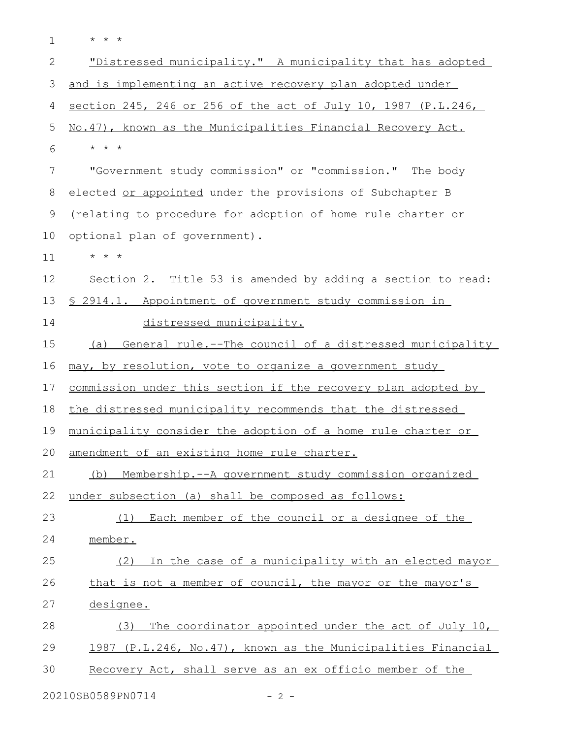* * *

"Distressed municipality." A municipality that has adopted and is implementing an active recovery plan adopted under section 245, 246 or 256 of the act of July 10, 1987 (P.L.246, No.47), known as the Municipalities Financial Recovery Act.

* * *

"Government study commission" or "commission." The body elected or appointed under the provisions of Subchapter B (relating to procedure for adoption of home rule charter or optional plan of government).

* * *

Section 2. Title 53 is amended by adding a section to read:

§ 2914.1. Appointment of government study commission in distressed municipality.

(a) General rule.--The council of a distressed municipality may, by resolution, vote to organize a government study commission under this section if the recovery plan adopted by the distressed municipality recommends that the distressed municipality consider the adoption of a home rule charter or amendment of an existing home rule charter.

(b) Membership.--A government study commission organized under subsection (a) shall be composed as follows:

(1) Each member of the council or a designee of the member.

(2) In the case of a municipality with an elected mayor that is not a member of council, the mayor or the mayor's designee.

(3) The coordinator appointed under the act of July 10, 1987 (P.L.246, No.47), known as the Municipalities Financial Recovery Act, shall serve as an ex officio member of the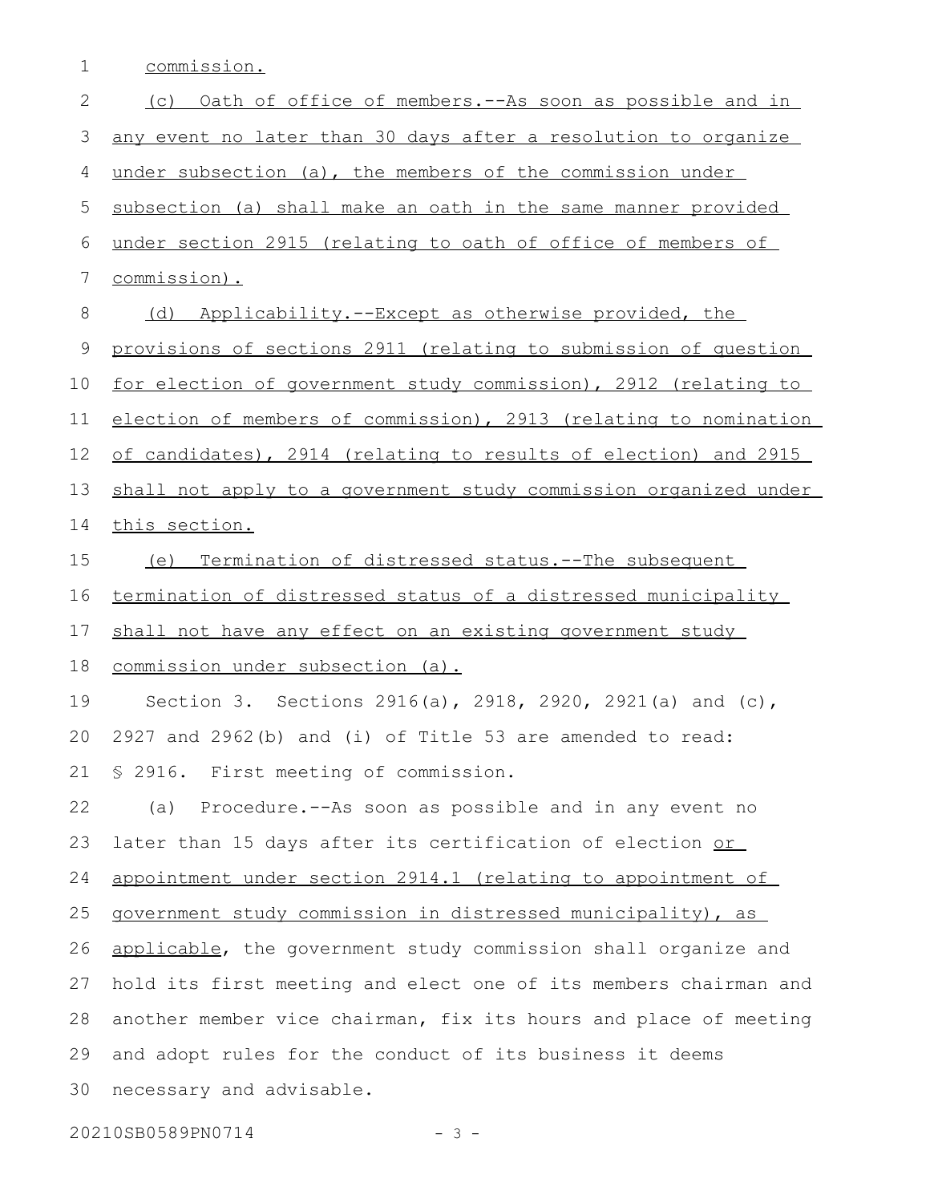commission.

(c) Oath of office of members.--As soon as possible and in any event no later than 30 days after a resolution to organize under subsection (a), the members of the commission under subsection (a) shall make an oath in the same manner provided under section 2915 (relating to oath of office of members of commission).

(d) Applicability.--Except as otherwise provided, the provisions of sections 2911 (relating to submission of question for election of government study commission), 2912 (relating to election of members of commission), 2913 (relating to nomination of candidates), 2914 (relating to results of election) and 2915 shall not apply to a government study commission organized under this section.

(e) Termination of distressed status.--The subsequent termination of distressed status of a distressed municipality shall not have any effect on an existing government study commission under subsection (a).

Section 3. Sections 2916(a), 2918, 2920, 2921(a) and (c), 2927 and 2962(b) and (i) of Title 53 are amended to read:

§ 2916. First meeting of commission.

(a) Procedure.--As soon as possible and in any event no later than 15 days after its certification of election or appointment under section 2914.1 (relating to appointment of government study commission in distressed municipality), as applicable, the government study commission shall organize and hold its first meeting and elect one of its members chairman and another member vice chairman, fix its hours and place of meeting and adopt rules for the conduct of its business it deems necessary and advisable.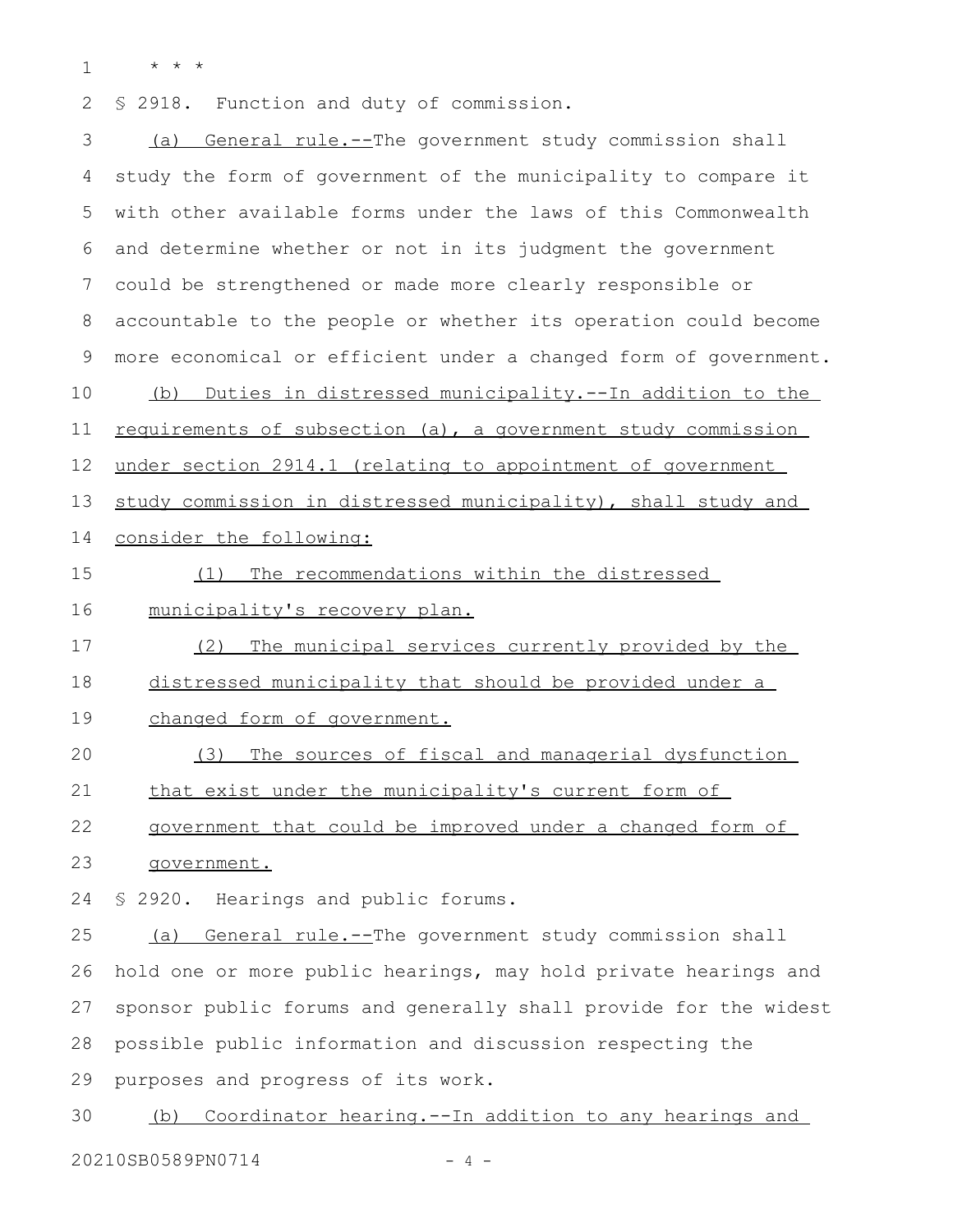* * *

§ 2918. Function and duty of commission.

(a) General rule.--The government study commission shall study the form of government of the municipality to compare it with other available forms under the laws of this Commonwealth and determine whether or not in its judgment the government could be strengthened or made more clearly responsible or accountable to the people or whether its operation could become more economical or efficient under a changed form of government.

(b) Duties in distressed municipality.--In addition to the requirements of subsection (a), a government study commission under section 2914.1 (relating to appointment of government study commission in distressed municipality), shall study and consider the following:

(1) The recommendations within the distressed municipality's recovery plan.

(2) The municipal services currently provided by the distressed municipality that should be provided under a changed form of government.

(3) The sources of fiscal and managerial dysfunction that exist under the municipality's current form of government that could be improved under a changed form of government.

§ 2920. Hearings and public forums.

(a) General rule.--The government study commission shall hold one or more public hearings, may hold private hearings and sponsor public forums and generally shall provide for the widest possible public information and discussion respecting the purposes and progress of its work.

(b) Coordinator hearing.--In addition to any hearings and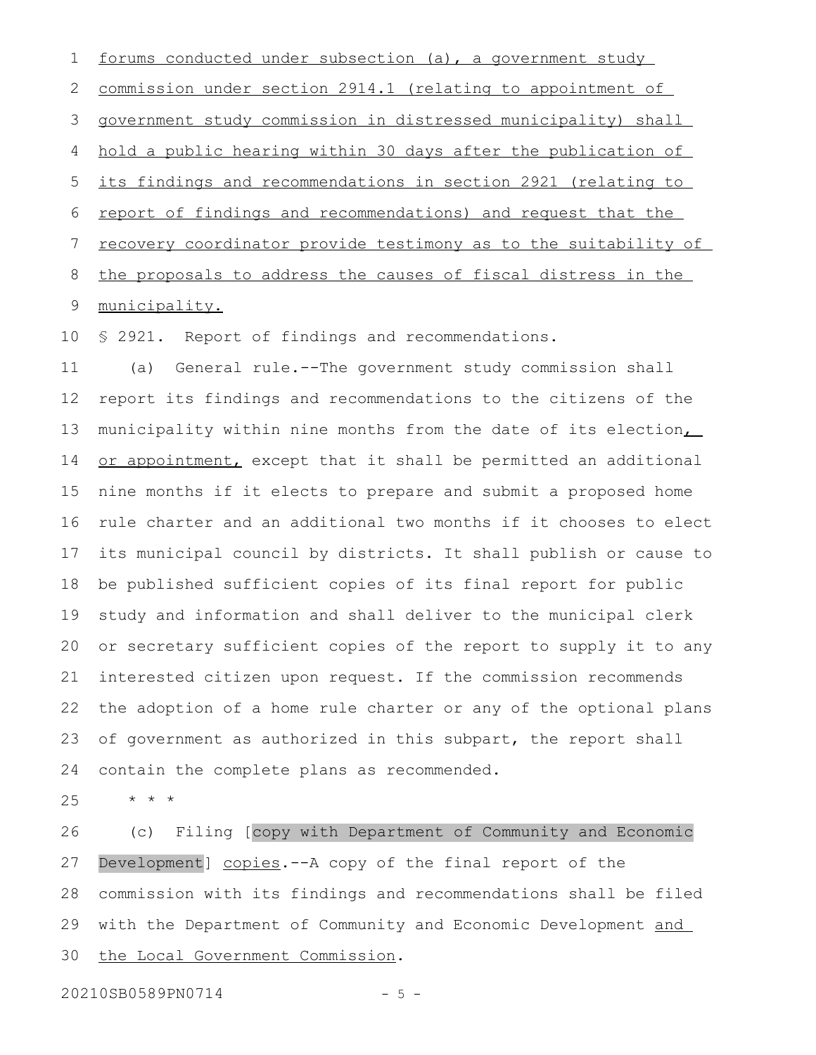forums conducted under subsection (a), a government study commission under section 2914.1 (relating to appointment of government study commission in distressed municipality) shall hold a public hearing within 30 days after the publication of its findings and recommendations in section 2921 (relating to report of findings and recommendations) and request that the recovery coordinator provide testimony as to the suitability of the proposals to address the causes of fiscal distress in the municipality.

§ 2921. Report of findings and recommendations.

(a) General rule.--The government study commission shall report its findings and recommendations to the citizens of the municipality within nine months from the date of its election, or appointment, except that it shall be permitted an additional nine months if it elects to prepare and submit a proposed home rule charter and an additional two months if it chooses to elect its municipal council by districts. It shall publish or cause to be published sufficient copies of its final report for public study and information and shall deliver to the municipal clerk or secretary sufficient copies of the report to supply it to any interested citizen upon request. If the commission recommends the adoption of a home rule charter or any of the optional plans of government as authorized in this subpart, the report shall contain the complete plans as recommended.

* * *

(c) Filing [copy with Department of Community and Economic Development] copies.--A copy of the final report of the commission with its findings and recommendations shall be filed with the Department of Community and Economic Development and the Local Government Commission.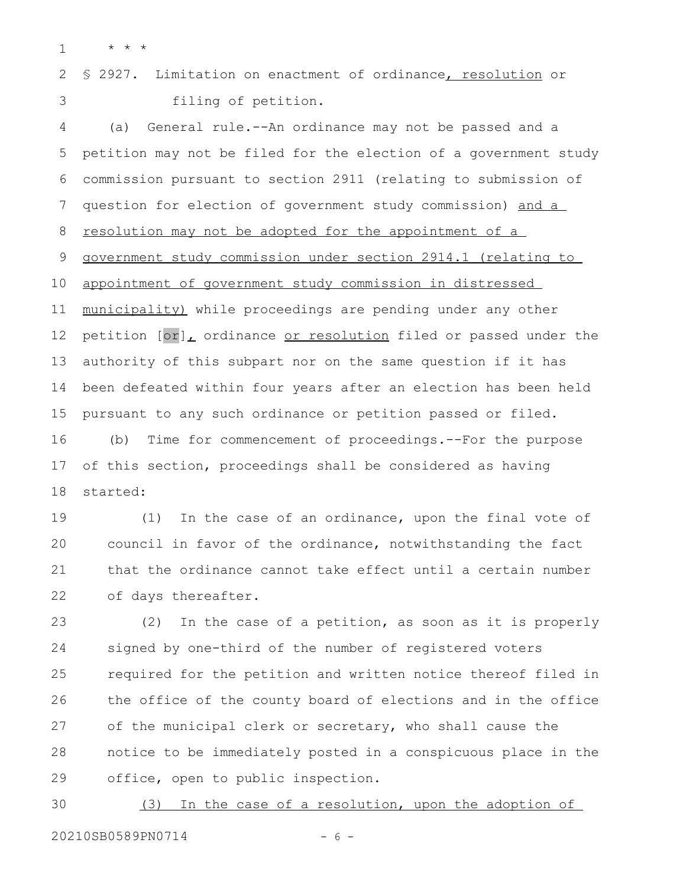* * *

§ 2927. Limitation on enactment of ordinance, resolution or filing of petition.

(a) General rule.--An ordinance may not be passed and a petition may not be filed for the election of a government study commission pursuant to section 2911 (relating to submission of question for election of government study commission) and a resolution may not be adopted for the appointment of a government study commission under section 2914.1 (relating to appointment of government study commission in distressed municipality) while proceedings are pending under any other petition [or], ordinance or resolution filed or passed under the authority of this subpart nor on the same question if it has been defeated within four years after an election has been held pursuant to any such ordinance or petition passed or filed.

(b) Time for commencement of proceedings.--For the purpose of this section, proceedings shall be considered as having started:

(1) In the case of an ordinance, upon the final vote of council in favor of the ordinance, notwithstanding the fact that the ordinance cannot take effect until a certain number of days thereafter.

(2) In the case of a petition, as soon as it is properly signed by one-third of the number of registered voters required for the petition and written notice thereof filed in the office of the county board of elections and in the office of the municipal clerk or secretary, who shall cause the notice to be immediately posted in a conspicuous place in the office, open to public inspection.

(3) In the case of a resolution, upon the adoption of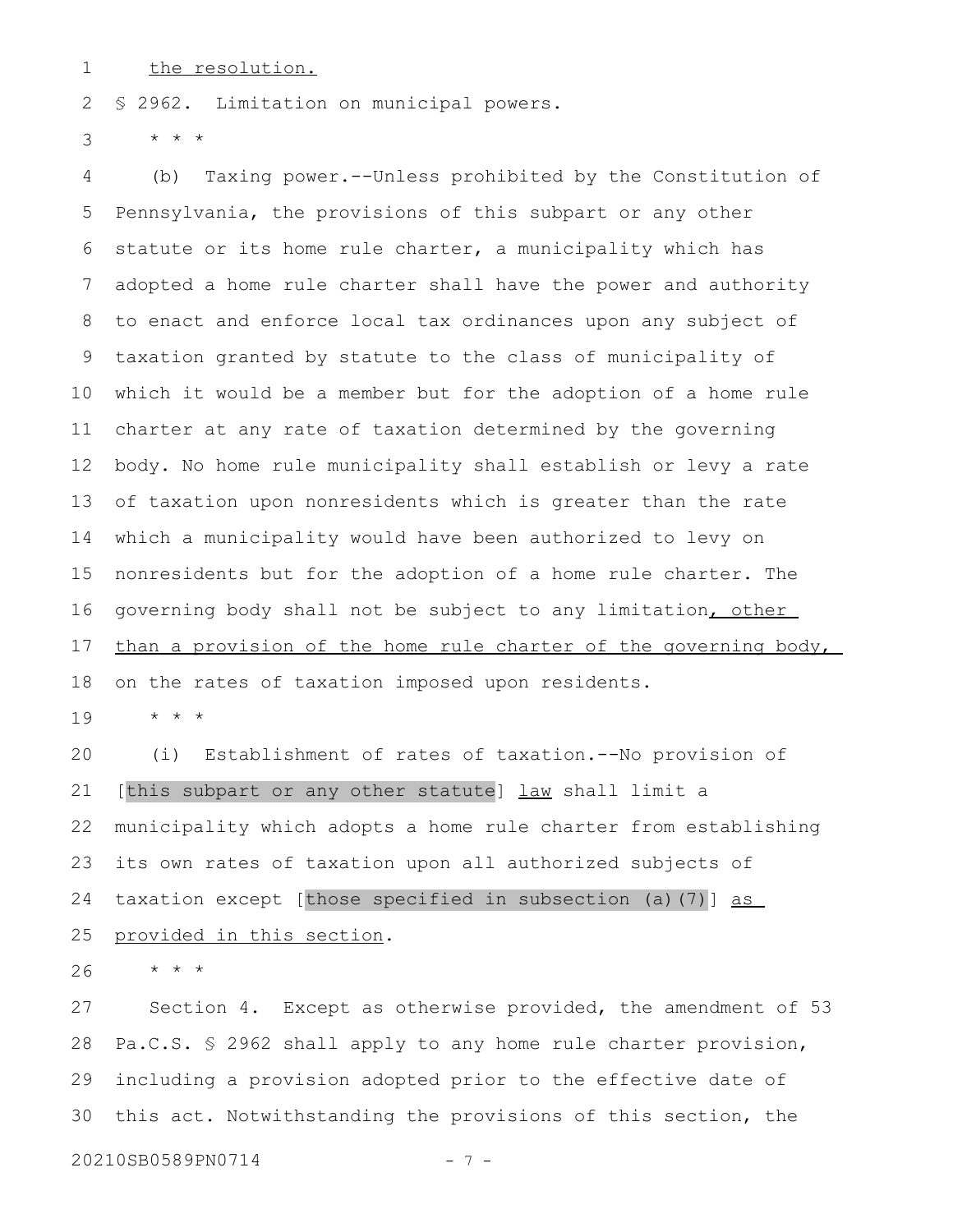the resolution.

§ 2962. Limitation on municipal powers.

\* \* \*

(b) Taxing power.--Unless prohibited by the Constitution of Pennsylvania, the provisions of this subpart or any other statute or its home rule charter, a municipality which has adopted a home rule charter shall have the power and authority to enact and enforce local tax ordinances upon any subject of taxation granted by statute to the class of municipality of which it would be a member but for the adoption of a home rule charter at any rate of taxation determined by the governing body. No home rule municipality shall establish or levy a rate of taxation upon nonresidents which is greater than the rate which a municipality would have been authorized to levy on nonresidents but for the adoption of a home rule charter. The governing body shall not be subject to any limitation, other than a provision of the home rule charter of the governing body, on the rates of taxation imposed upon residents.

\* \* \*

(i) Establishment of rates of taxation.--No provision of [this subpart or any other statute] law shall limit a municipality which adopts a home rule charter from establishing its own rates of taxation upon all authorized subjects of taxation except [those specified in subsection (a)(7)] as provided in this section.

\* \* \*

Section 4. Except as otherwise provided, the amendment of 53 Pa.C.S. § 2962 shall apply to any home rule charter provision, including a provision adopted prior to the effective date of this act. Notwithstanding the provisions of this section, the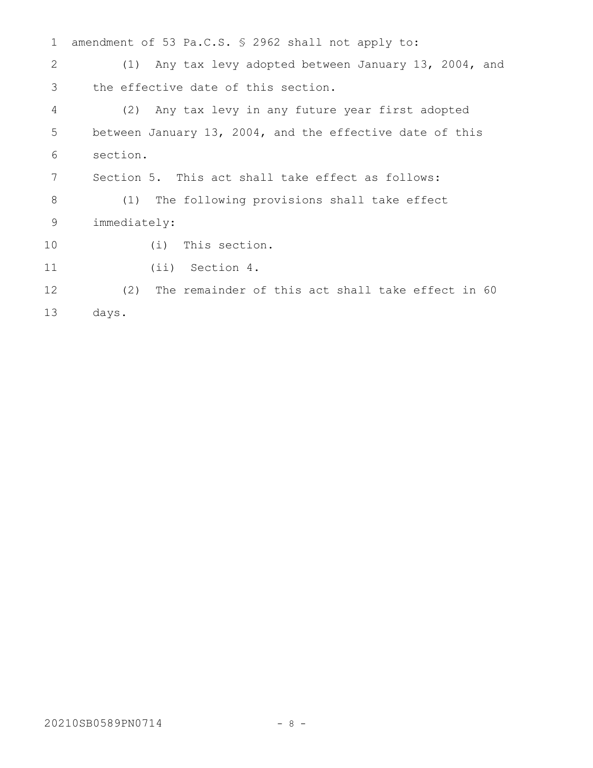amendment of 53 Pa.C.S. § 2962 shall not apply to:

(1) Any tax levy adopted between January 13, 2004, and the effective date of this section.

(2) Any tax levy in any future year first adopted between January 13, 2004, and the effective date of this section.

Section 5. This act shall take effect as follows:

(1) The following provisions shall take effect immediately:

(i) This section.

(ii) Section 4.

(2) The remainder of this act shall take effect in 60 days.